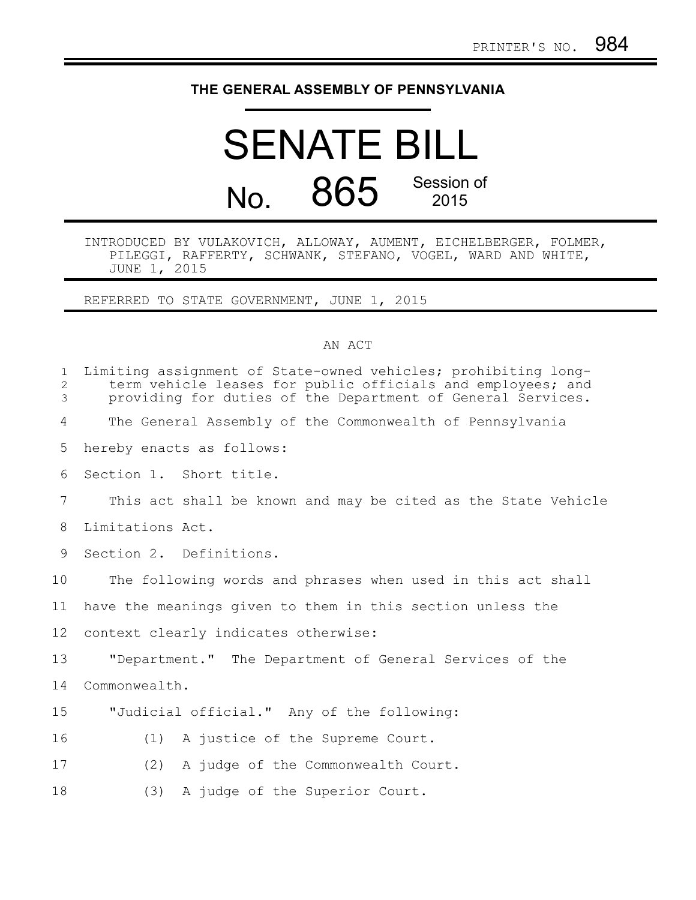PRINTER'S NO. 984

# THE GENERAL ASSEMBLY OF PENNSYLVANIA

# SENATE BILL

## No. 865 Session of 2015

INTRODUCED BY VULAKOVICH, ALLOWAY, AUMENT, EICHELBERGER, FOLMER, PILEGGI, RAFFERTY, SCHWANK, STEFANO, VOGEL, WARD AND WHITE, JUNE 1, 2015

REFERRED TO STATE GOVERNMENT, JUNE 1, 2015

AN ACT

Limiting assignment of State-owned vehicles; prohibiting long-term vehicle leases for public officials and employees; and providing for duties of the Department of General Services.

The General Assembly of the Commonwealth of Pennsylvania hereby enacts as follows:

Section 1. Short title.

This act shall be known and may be cited as the State Vehicle Limitations Act.

Section 2. Definitions.

The following words and phrases when used in this act shall have the meanings given to them in this section unless the context clearly indicates otherwise:

"Department." The Department of General Services of the Commonwealth.

"Judicial official." Any of the following:

(1) A justice of the Supreme Court.

(2) A judge of the Commonwealth Court.

(3) A judge of the Superior Court.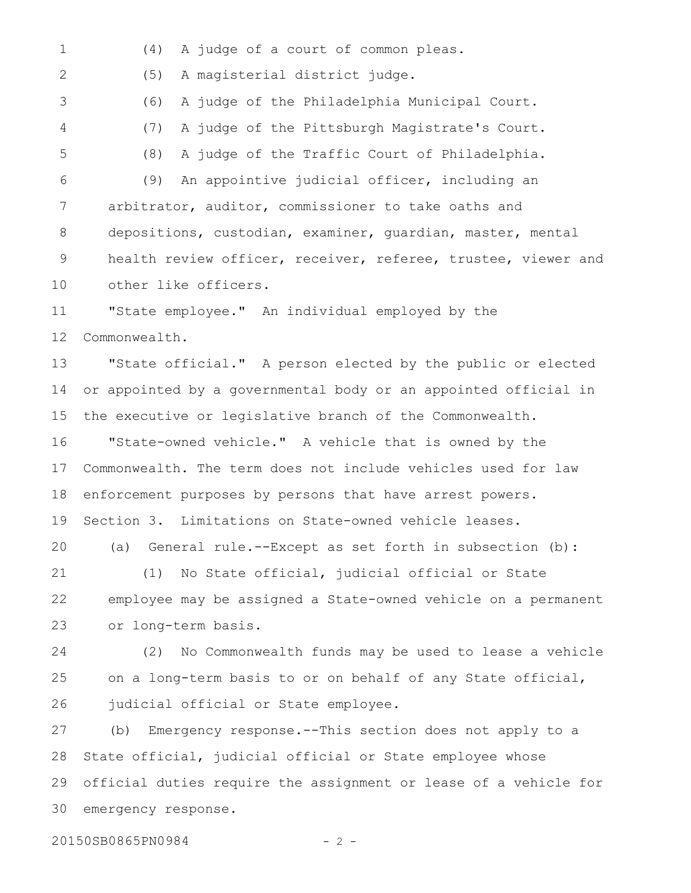(4) A judge of a court of common pleas.

(5) A magisterial district judge.

(6) A judge of the Philadelphia Municipal Court.

(7) A judge of the Pittsburgh Magistrate's Court.

(8) A judge of the Traffic Court of Philadelphia.

(9) An appointive judicial officer, including an arbitrator, auditor, commissioner to take oaths and depositions, custodian, examiner, guardian, master, mental health review officer, receiver, referee, trustee, viewer and other like officers.

"State employee." An individual employed by the Commonwealth.

"State official." A person elected by the public or elected or appointed by a governmental body or an appointed official in the executive or legislative branch of the Commonwealth.

"State-owned vehicle." A vehicle that is owned by the Commonwealth. The term does not include vehicles used for law enforcement purposes by persons that have arrest powers.

Section 3. Limitations on State-owned vehicle leases.

(a) General rule.--Except as set forth in subsection (b):

(1) No State official, judicial official or State employee may be assigned a State-owned vehicle on a permanent or long-term basis.

(2) No Commonwealth funds may be used to lease a vehicle on a long-term basis to or on behalf of any State official, judicial official or State employee.

(b) Emergency response.--This section does not apply to a State official, judicial official or State employee whose official duties require the assignment or lease of a vehicle for emergency response.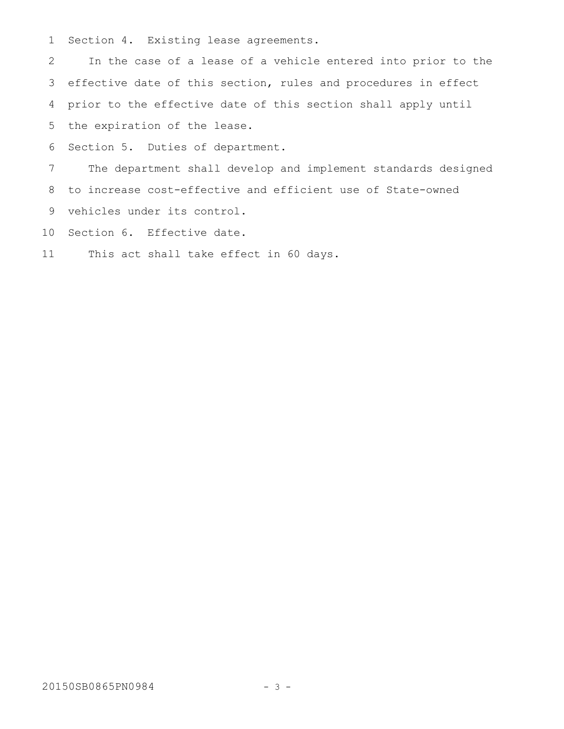Section 4. Existing lease agreements.

In the case of a lease of a vehicle entered into prior to the effective date of this section, rules and procedures in effect prior to the effective date of this section shall apply until the expiration of the lease.

Section 5. Duties of department.

The department shall develop and implement standards designed to increase cost-effective and efficient use of State-owned vehicles under its control.

Section 6. Effective date.

This act shall take effect in 60 days.